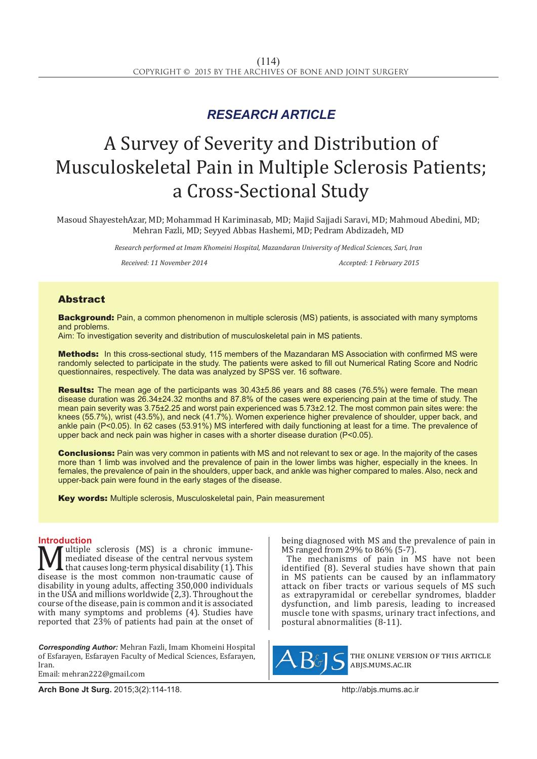*RESEARCH ARTICLE*

# A Survey of Severity and Distribution of Musculoskeletal Pain in Multiple Sclerosis Patients; a Cross-Sectional Study

Masoud ShayestehAzar, MD; Mohammad H Kariminasab, MD; Majid Sajjadi Saravi, MD; Mahmoud Abedini, MD; Mehran Fazli, MD; Seyyed Abbas Hashemi, MD; Pedram Abdizadeh, MD

*Research performed at Imam Khomeini Hospital, Mazandaran University of Medical Sciences, Sari, Iran*

*Received: 11 November 2014* *Accepted: 1 February 2015*

## Abstract

**Background:** Pain, a common phenomenon in multiple sclerosis (MS) patients, is associated with many symptoms and problems.
Aim: To investigation severity and distribution of musculoskeletal pain in MS patients.

**Methods:** In this cross-sectional study, 115 members of the Mazandaran MS Association with confirmed MS were randomly selected to participate in the study. The patients were asked to fill out Numerical Rating Score and Nodric questionnaires, respectively. The data was analyzed by SPSS ver. 16 software.

**Results:** The mean age of the participants was 30.43±5.86 years and 88 cases (76.5%) were female. The mean disease duration was 26.34±24.32 months and 87.8% of the cases were experiencing pain at the time of study. The mean pain severity was 3.75±2.25 and worst pain experienced was 5.73±2.12. The most common pain sites were: the knees (55.7%), wrist (43.5%), and neck (41.7%). Women experience higher prevalence of shoulder, upper back, and ankle pain ($P<0.05$). In 62 cases (53.91%) MS interfered with daily functioning at least for a time. The prevalence of upper back and neck pain was higher in cases with a shorter disease duration ($P<0.05$).

**Conclusions:** Pain was very common in patients with MS and not relevant to sex or age. In the majority of the cases more than 1 limb was involved and the prevalence of pain in the lower limbs was higher, especially in the knees. In females, the prevalence of pain in the shoulders, upper back, and ankle was higher compared to males. Also, neck and upper-back pain were found in the early stages of the disease.

**Key words:** Multiple sclerosis, Musculoskeletal pain, Pain measurement

## Introduction

Multiple sclerosis (MS) is a chronic immune-mediated disease of the central nervous system that causes long-term physical disability (1). This disease is the most common non-traumatic cause of disability in young adults, affecting 350,000 individuals in the USA and millions worldwide (2,3). Throughout the course of the disease, pain is common and it is associated with many symptoms and problems (4). Studies have reported that 23% of patients had pain at the onset of being diagnosed with MS and the prevalence of pain in MS ranged from 29% to 86% (5-7).

The mechanisms of pain in MS have not been identified (8). Several studies have shown that pain in MS patients can be caused by an inflammatory attack on fiber tracts or various sequels of MS such as extrapyramidal or cerebellar syndromes, bladder dysfunction, and limb paresis, leading to increased muscle tone with spasms, urinary tract infections, and postural abnormalities (8-11).

***Corresponding Author:*** Mehran Fazli, Imam Khomeini Hospital of Esfarayen, Esfarayen Faculty of Medical Sciences, Esfarayen, Iran.
Email: mehran222@gmail.com

THE ONLINE VERSION OF THIS ARTICLE ABJS.MUMS.AC.IR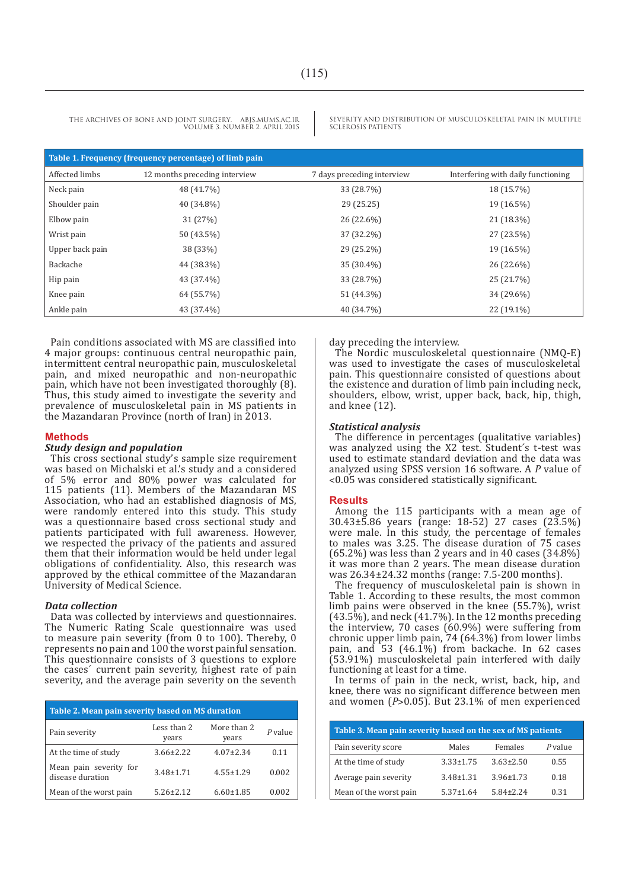| Table 1. Frequency (frequency percentage) of limb pain | | | |
|---|---|---|---|
| Affected limbs | 12 months preceding interview | 7 days preceding interview | Interfering with daily functioning |
| Neck pain | 48 (41.7%) | 33 (28.7%) | 18 (15.7%) |
| Shoulder pain | 40 (34.8%) | 29 (25.25) | 19 (16.5%) |
| Elbow pain | 31 (27%) | 26 (22.6%) | 21 (18.3%) |
| Wrist pain | 50 (43.5%) | 37 (32.2%) | 27 (23.5%) |
| Upper back pain | 38 (33%) | 29 (25.2%) | 19 (16.5%) |
| Backache | 44 (38.3%) | 35 (30.4%) | 26 (22.6%) |
| Hip pain | 43 (37.4%) | 33 (28.7%) | 25 (21.7%) |
| Knee pain | 64 (55.7%) | 51 (44.3%) | 34 (29.6%) |
| Ankle pain | 43 (37.4%) | 40 (34.7%) | 22 (19.1%) |

Pain conditions associated with MS are classified into 4 major groups: continuous central neuropathic pain, intermittent central neuropathic pain, musculoskeletal pain, and mixed neuropathic and non-neuropathic pain, which have not been investigated thoroughly (8). Thus, this study aimed to investigate the severity and prevalence of musculoskeletal pain in MS patients in the Mazandaran Province (north of Iran) in 2013.

## Methods

### *Study design and population*

This cross sectional study's sample size requirement was based on Michalski et al.'s study and a considered of 5% error and 80% power was calculated for 115 patients (11). Members of the Mazandaran MS Association, who had an established diagnosis of MS, were randomly entered into this study. This study was a questionnaire based cross sectional study and patients participated with full awareness. However, we respected the privacy of the patients and assured them that their information would be held under legal obligations of confidentiality. Also, this research was approved by the ethical committee of the Mazandaran University of Medical Science.

### *Data collection*

Data was collected by interviews and questionnaires. The Numeric Rating Scale questionnaire was used to measure pain severity (from 0 to 100). Thereby, 0 represents no pain and 100 the worst painful sensation. This questionnaire consists of 3 questions to explore the cases´ current pain severity, highest rate of pain severity, and the average pain severity on the seventh day preceding the interview.

The Nordic musculoskeletal questionnaire (NMQ-E) was used to investigate the cases of musculoskeletal pain. This questionnaire consisted of questions about the existence and duration of limb pain including neck, shoulders, elbow, wrist, upper back, back, hip, thigh, and knee (12).

### *Statistical analysis*

The difference in percentages (qualitative variables) was analyzed using the X2 test. Student´s t-test was used to estimate standard deviation and the data was analyzed using SPSS version 16 software. A *P* value of <0.05 was considered statistically significant.

## Results

Among the 115 participants with a mean age of 30.43±5.86 years (range: 18-52) 27 cases (23.5%) were male. In this study, the percentage of females to males was 3.25. The disease duration of 75 cases (65.2%) was less than 2 years and in 40 cases (34.8%) it was more than 2 years. The mean disease duration was 26.34±24.32 months (range: 7.5-200 months).

The frequency of musculoskeletal pain is shown in Table 1. According to these results, the most common limb pains were observed in the knee (55.7%), wrist (43.5%), and neck (41.7%). In the 12 months preceding the interview, 70 cases (60.9%) were suffering from chronic upper limb pain, 74 (64.3%) from lower limbs pain, and 53 (46.1%) from backache. In 62 cases (53.91%) musculoskeletal pain interfered with daily functioning at least for a time.

In terms of pain in the neck, wrist, back, hip, and knee, there was no significant difference between men and women (*P*>0.05). But 23.1% of men experienced

| Table 2. Mean pain severity based on MS duration | | | |
|---|---|---|---|
| Pain severity | Less than 2 years | More than 2 years | *P* value |
| At the time of study | 3.66±2.22 | 4.07±2.34 | 0.11 |
| Mean pain severity for disease duration | 3.48±1.71 | 4.55±1.29 | 0.002 |
| Mean of the worst pain | 5.26±2.12 | 6.60±1.85 | 0.002 |

| Table 3. Mean pain severity based on the sex of MS patients | | | |
|---|---|---|---|
| Pain severity score | Males | Females | *P* value |
| At the time of study | 3.33±1.75 | 3.63±2.50 | 0.55 |
| Average pain severity | 3.48±1.31 | 3.96±1.73 | 0.18 |
| Mean of the worst pain | 5.37±1.64 | 5.84±2.24 | 0.31 |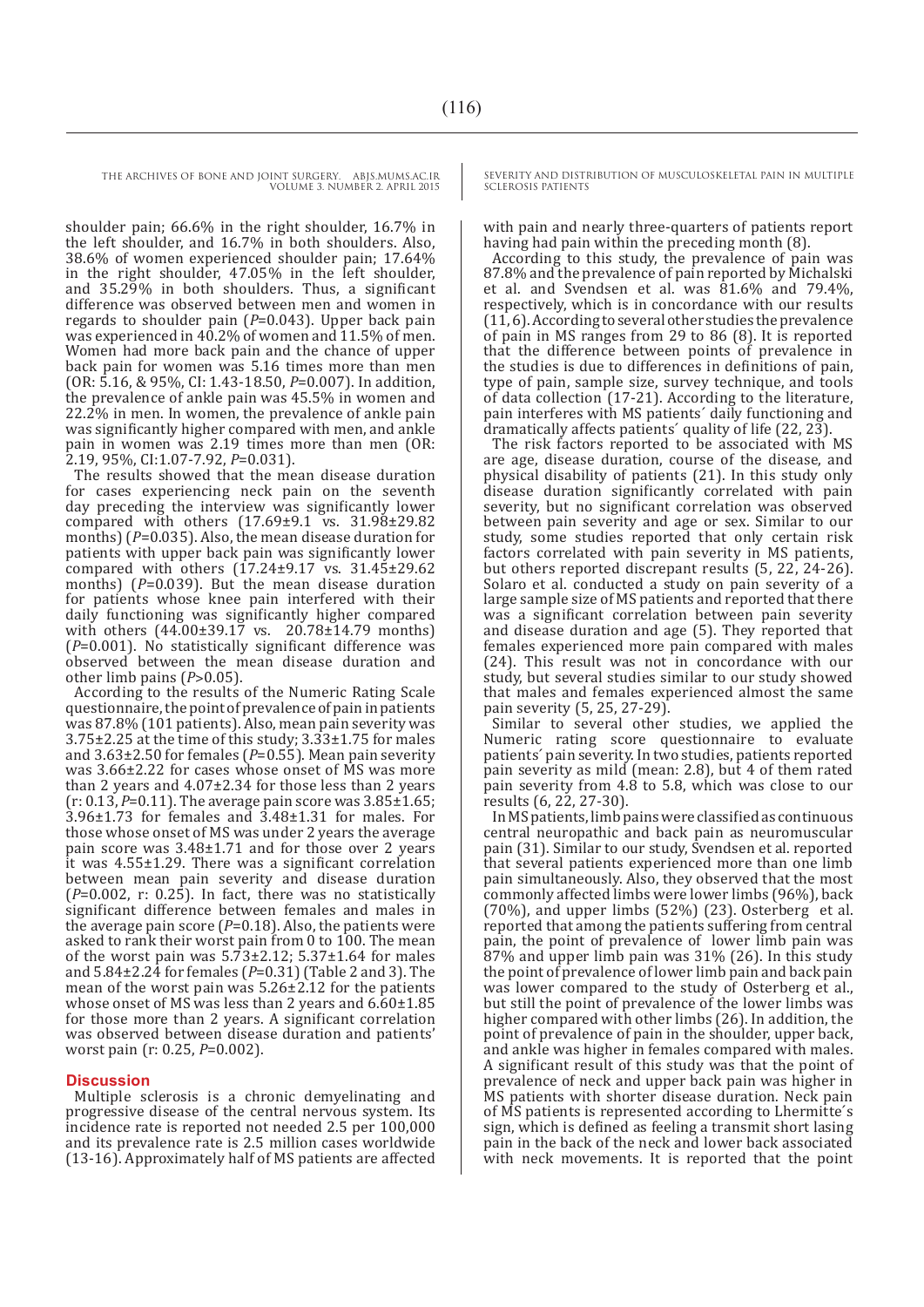shoulder pain; 66.6% in the right shoulder, 16.7% in the left shoulder, and 16.7% in both shoulders. Also, 38.6% of women experienced shoulder pain; 17.64% in the right shoulder, 47.05% in the left shoulder, and 35.29% in both shoulders. Thus, a significant difference was observed between men and women in regards to shoulder pain (*P*=0.043). Upper back pain was experienced in 40.2% of women and 11.5% of men. Women had more back pain and the chance of upper back pain for women was 5.16 times more than men (OR: 5.16, & 95%, CI: 1.43-18.50, *P*=0.007). In addition, the prevalence of ankle pain was 45.5% in women and 22.2% in men. In women, the prevalence of ankle pain was significantly higher compared with men, and ankle pain in women was 2.19 times more than men (OR: 2.19, 95%, CI:1.07-7.92, *P*=0.031).

The results showed that the mean disease duration for cases experiencing neck pain on the seventh day preceding the interview was significantly lower compared with others (17.69±9.1 vs. 31.98±29.82 months) (*P*=0.035). Also, the mean disease duration for patients with upper back pain was significantly lower compared with others (17.24±9.17 vs. 31.45±29.62 months) (*P*=0.039). But the mean disease duration for patients whose knee pain interfered with their daily functioning was significantly higher compared with others (44.00±39.17 vs. 20.78±14.79 months) (*P*=0.001). No statistically significant difference was observed between the mean disease duration and other limb pains (*P*>0.05).

According to the results of the Numeric Rating Scale questionnaire, the point of prevalence of pain in patients was 87.8% (101 patients). Also, mean pain severity was 3.75±2.25 at the time of this study; 3.33±1.75 for males and 3.63±2.50 for females (*P*=0.55). Mean pain severity was 3.66±2.22 for cases whose onset of MS was more than 2 years and 4.07±2.34 for those less than 2 years (r: 0.13, *P*=0.11). The average pain score was 3.85±1.65; 3.96±1.73 for females and 3.48±1.31 for males. For those whose onset of MS was under 2 years the average pain score was 3.48±1.71 and for those over 2 years it was 4.55±1.29. There was a significant correlation between mean pain severity and disease duration (*P*=0.002, r: 0.25). In fact, there was no statistically significant difference between females and males in the average pain score (*P*=0.18). Also, the patients were asked to rank their worst pain from 0 to 100. The mean of the worst pain was 5.73±2.12; 5.37±1.64 for males and 5.84±2.24 for females (*P*=0.31) (Table 2 and 3). The mean of the worst pain was 5.26±2.12 for the patients whose onset of MS was less than 2 years and 6.60±1.85 for those more than 2 years. A significant correlation was observed between disease duration and patients' worst pain (r: 0.25, *P*=0.002).

## Discussion

Multiple sclerosis is a chronic demyelinating and progressive disease of the central nervous system. Its incidence rate is reported not needed 2.5 per 100,000 and its prevalence rate is 2.5 million cases worldwide (13-16). Approximately half of MS patients are affected with pain and nearly three-quarters of patients report having had pain within the preceding month (8).

According to this study, the prevalence of pain was 87.8% and the prevalence of pain reported by Michalski et al. and Svendsen et al. was 81.6% and 79.4%, respectively, which is in concordance with our results (11, 6). According to several other studies the prevalence of pain in MS ranges from 29 to 86 (8). It is reported that the difference between points of prevalence in the studies is due to differences in definitions of pain, type of pain, sample size, survey technique, and tools of data collection (17-21). According to the literature, pain interferes with MS patients´ daily functioning and dramatically affects patients´ quality of life (22, 23).

The risk factors reported to be associated with MS are age, disease duration, course of the disease, and physical disability of patients (21). In this study only disease duration significantly correlated with pain severity, but no significant correlation was observed between pain severity and age or sex. Similar to our study, some studies reported that only certain risk factors correlated with pain severity in MS patients, but other studies reported discrepant results (5, 22, 24-26). Solaro et al. conducted a study on pain severity of a large sample size of MS patients and reported that there was a significant correlation between pain severity and disease duration and age (5). They reported that females experienced more pain compared with males (24). This result was not in concordance with our study, but several studies similar to our study showed that males and females experienced almost the same pain severity (5, 25, 27-29).

Similar to several other studies, we applied the Numeric rating score questionnaire to evaluate patients´ pain severity. In two studies, patients reported pain severity as mild (mean: 2.8), but 4 of them rated pain severity from 4.8 to 5.8, which was close to our results (6, 22, 27-30).

In MS patients, limb pains were classified as continuous central neuropathic and back pain as neuromuscular pain (31). Similar to our study, Svendsen et al. reported that several patients experienced more than one limb pain simultaneously. Also, they observed that the most commonly affected limbs were lower limbs (96%), back (70%), and upper limbs (52%) (23). Osterberg et al. reported that among the patients suffering from central pain, the point of prevalence of lower limb pain was 87% and upper limb pain was 31% (26). In this study the point of prevalence of lower limb pain and back pain was lower compared to the study of Osterberg et al., but still the point of prevalence of the lower limbs was higher compared with other limbs (26). In addition, the point of prevalence of pain in the shoulder, upper back, and ankle was higher in females compared with males. A significant result of this study was that the point of prevalence of neck and upper back pain was higher in MS patients with shorter disease duration. Neck pain of MS patients is represented according to Lhermitte´s sign, which is defined as feeling a transmit short lasing pain in the back of the neck and lower back associated with neck movements. It is reported that the point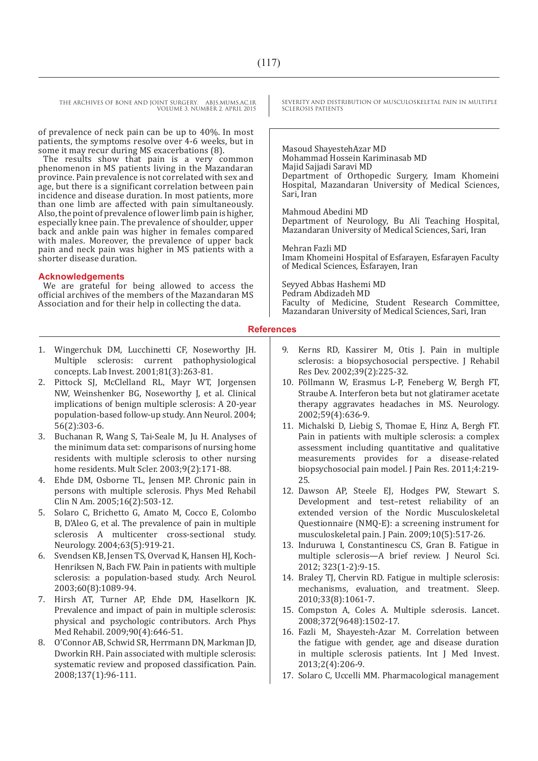of prevalence of neck pain can be up to 40%. In most patients, the symptoms resolve over 4-6 weeks, but in some it may recur during MS exacerbations (8).

The results show that pain is a very common phenomenon in MS patients living in the Mazandaran province. Pain prevalence is not correlated with sex and age, but there is a significant correlation between pain incidence and disease duration. In most patients, more than one limb are affected with pain simultaneously. Also, the point of prevalence of lower limb pain is higher, especially knee pain. The prevalence of shoulder, upper back and ankle pain was higher in females compared with males. Moreover, the prevalence of upper back pain and neck pain was higher in MS patients with a shorter disease duration.

## Acknowledgements

We are grateful for being allowed to access the official archives of the members of the Mazandaran MS Association and for their help in collecting the data.

Masoud ShayestehAzar MD
Mohammad Hossein Kariminasab MD
Majid Sajjadi Saravi MD
Department of Orthopedic Surgery, Imam Khomeini Hospital, Mazandaran University of Medical Sciences, Sari, Iran

Mahmoud Abedini MD
Department of Neurology, Bu Ali Teaching Hospital, Mazandaran University of Medical Sciences, Sari, Iran

Mehran Fazli MD
Imam Khomeini Hospital of Esfarayen, Esfarayen Faculty of Medical Sciences, Esfarayen, Iran

Seyyed Abbas Hashemi MD
Pedram Abdizadeh MD
Faculty of Medicine, Student Research Committee, Mazandaran University of Medical Sciences, Sari, Iran

## References

1. Wingerchuk DM, Lucchinetti CF, Noseworthy JH. Multiple sclerosis: current pathophysiological concepts. Lab Invest. 2001;81(3):263-81.
2. Pittock SJ, McClelland RL, Mayr WT, Jorgensen NW, Weinshenker BG, Noseworthy J, et al. Clinical implications of benign multiple sclerosis: A 20-year population-based follow-up study. Ann Neurol. 2004; 56(2):303-6.
3. Buchanan R, Wang S, Tai-Seale M, Ju H. Analyses of the minimum data set: comparisons of nursing home residents with multiple sclerosis to other nursing home residents. Mult Scler. 2003;9(2):171-88.
4. Ehde DM, Osborne TL, Jensen MP. Chronic pain in persons with multiple sclerosis. Phys Med Rehabil Clin N Am. 2005;16(2):503-12.
5. Solaro C, Brichetto G, Amato M, Cocco E, Colombo B, D'Aleo G, et al. The prevalence of pain in multiple sclerosis A multicenter cross-sectional study. Neurology. 2004;63(5):919-21.
6. Svendsen KB, Jensen TS, Overvad K, Hansen HJ, Koch-Henriksen N, Bach FW. Pain in patients with multiple sclerosis: a population-based study. Arch Neurol. 2003;60(8):1089-94.
7. Hirsh AT, Turner AP, Ehde DM, Haselkorn JK. Prevalence and impact of pain in multiple sclerosis: physical and psychologic contributors. Arch Phys Med Rehabil. 2009;90(4):646-51.
8. O'Connor AB, Schwid SR, Herrmann DN, Markman JD, Dworkin RH. Pain associated with multiple sclerosis: systematic review and proposed classification. Pain. 2008;137(1):96-111.
9. Kerns RD, Kassirer M, Otis J. Pain in multiple sclerosis: a biopsychosocial perspective. J Rehabil Res Dev. 2002;39(2):225-32.
10. Pöllmann W, Erasmus L-P, Feneberg W, Bergh FT, Straube A. Interferon beta but not glatiramer acetate therapy aggravates headaches in MS. Neurology. 2002;59(4):636-9.
11. Michalski D, Liebig S, Thomae E, Hinz A, Bergh FT. Pain in patients with multiple sclerosis: a complex assessment including quantitative and qualitative measurements provides for a disease-related biopsychosocial pain model. J Pain Res. 2011;4:219-25.
12. Dawson AP, Steele EJ, Hodges PW, Stewart S. Development and test–retest reliability of an extended version of the Nordic Musculoskeletal Questionnaire (NMQ-E): a screening instrument for musculoskeletal pain. J Pain. 2009;10(5):517-26.
13. Induruwa I, Constantinescu CS, Gran B. Fatigue in multiple sclerosis—A brief review. J Neurol Sci. 2012; 323(1-2):9-15.
14. Braley TJ, Chervin RD. Fatigue in multiple sclerosis: mechanisms, evaluation, and treatment. Sleep. 2010;33(8):1061-7.
15. Compston A, Coles A. Multiple sclerosis. Lancet. 2008;372(9648):1502-17.
16. Fazli M, Shayesteh-Azar M. Correlation between the fatigue with gender, age and disease duration in multiple sclerosis patients. Int J Med Invest. 2013;2(4):206-9.
17. Solaro C, Uccelli MM. Pharmacological management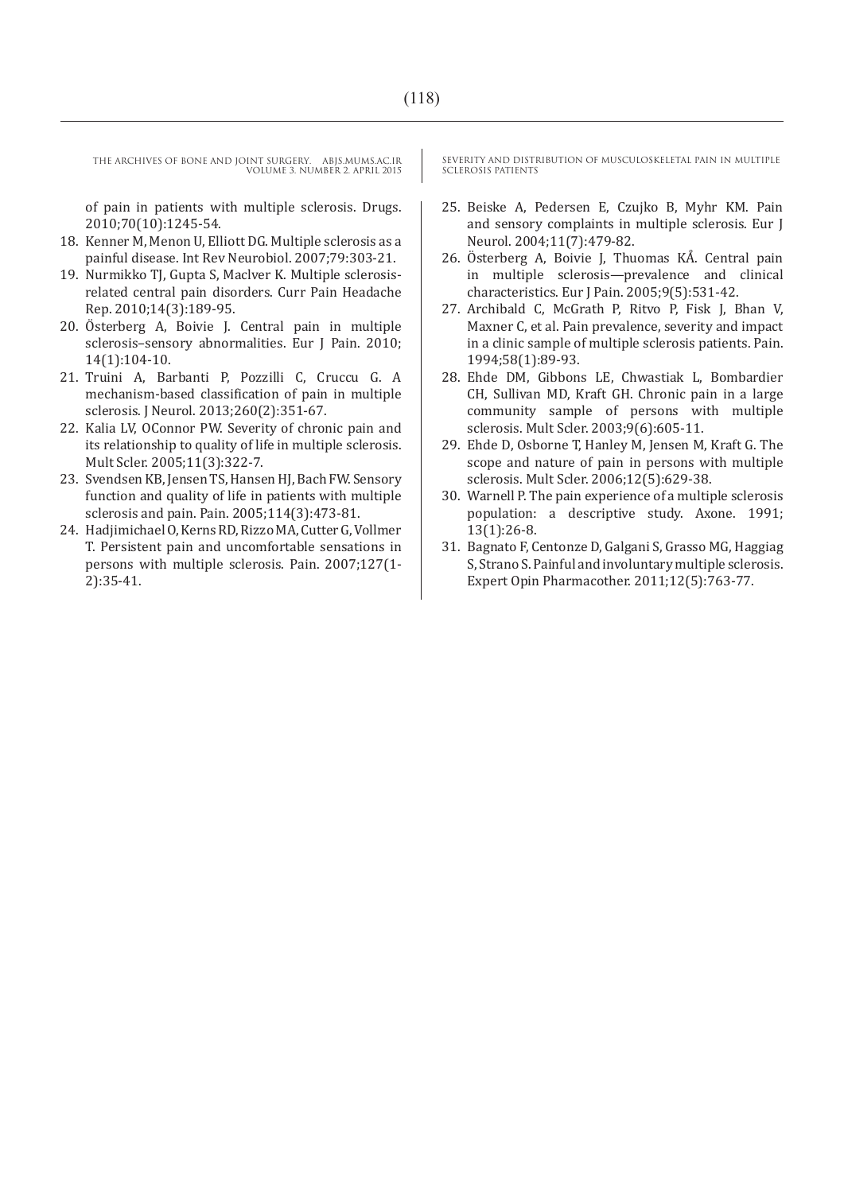of pain in patients with multiple sclerosis. Drugs. 2010;70(10):1245-54.

18. Kenner M, Menon U, Elliott DG. Multiple sclerosis as a painful disease. Int Rev Neurobiol. 2007;79:303-21.
19. Nurmikko TJ, Gupta S, Maclver K. Multiple sclerosis-related central pain disorders. Curr Pain Headache Rep. 2010;14(3):189-95.
20. Österberg A, Boivie J. Central pain in multiple sclerosis–sensory abnormalities. Eur J Pain. 2010; 14(1):104-10.
21. Truini A, Barbanti P, Pozzilli C, Cruccu G. A mechanism-based classification of pain in multiple sclerosis. J Neurol. 2013;260(2):351-67.
22. Kalia LV, OConnor PW. Severity of chronic pain and its relationship to quality of life in multiple sclerosis. Mult Scler. 2005;11(3):322-7.
23. Svendsen KB, Jensen TS, Hansen HJ, Bach FW. Sensory function and quality of life in patients with multiple sclerosis and pain. Pain. 2005;114(3):473-81.
24. Hadjimichael O, Kerns RD, Rizzo MA, Cutter G, Vollmer T. Persistent pain and uncomfortable sensations in persons with multiple sclerosis. Pain. 2007;127(1-2):35-41.
25. Beiske A, Pedersen E, Czujko B, Myhr KM. Pain and sensory complaints in multiple sclerosis. Eur J Neurol. 2004;11(7):479-82.
26. Österberg A, Boivie J, Thuomas KÅ. Central pain in multiple sclerosis—prevalence and clinical characteristics. Eur J Pain. 2005;9(5):531-42.
27. Archibald C, McGrath P, Ritvo P, Fisk J, Bhan V, Maxner C, et al. Pain prevalence, severity and impact in a clinic sample of multiple sclerosis patients. Pain. 1994;58(1):89-93.
28. Ehde DM, Gibbons LE, Chwastiak L, Bombardier CH, Sullivan MD, Kraft GH. Chronic pain in a large community sample of persons with multiple sclerosis. Mult Scler. 2003;9(6):605-11.
29. Ehde D, Osborne T, Hanley M, Jensen M, Kraft G. The scope and nature of pain in persons with multiple sclerosis. Mult Scler. 2006;12(5):629-38.
30. Warnell P. The pain experience of a multiple sclerosis population: a descriptive study. Axone. 1991; 13(1):26-8.
31. Bagnato F, Centonze D, Galgani S, Grasso MG, Haggiag S, Strano S. Painful and involuntary multiple sclerosis. Expert Opin Pharmacother. 2011;12(5):763-77.